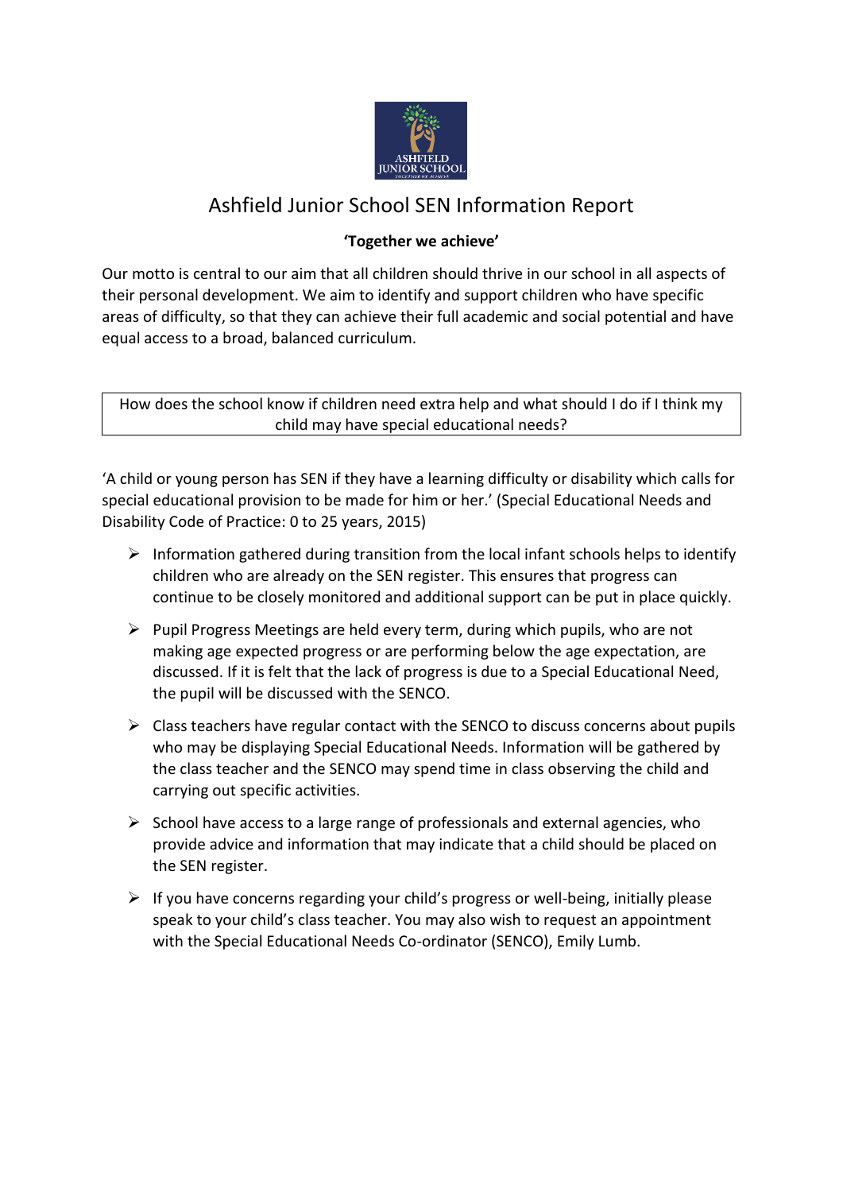# Ashfield Junior School SEN Information Report

**'Together we achieve'**

Our motto is central to our aim that all children should thrive in our school in all aspects of their personal development. We aim to identify and support children who have specific areas of difficulty, so that they can achieve their full academic and social potential and have equal access to a broad, balanced curriculum.

## How does the school know if children need extra help and what should I do if I think my child may have special educational needs?

'A child or young person has SEN if they have a learning difficulty or disability which calls for special educational provision to be made for him or her.' (Special Educational Needs and Disability Code of Practice: 0 to 25 years, 2015)

- Information gathered during transition from the local infant schools helps to identify children who are already on the SEN register. This ensures that progress can continue to be closely monitored and additional support can be put in place quickly.
- Pupil Progress Meetings are held every term, during which pupils, who are not making age expected progress or are performing below the age expectation, are discussed. If it is felt that the lack of progress is due to a Special Educational Need, the pupil will be discussed with the SENCO.
- Class teachers have regular contact with the SENCO to discuss concerns about pupils who may be displaying Special Educational Needs. Information will be gathered by the class teacher and the SENCO may spend time in class observing the child and carrying out specific activities.
- School have access to a large range of professionals and external agencies, who provide advice and information that may indicate that a child should be placed on the SEN register.
- If you have concerns regarding your child's progress or well-being, initially please speak to your child's class teacher. You may also wish to request an appointment with the Special Educational Needs Co-ordinator (SENCO), Emily Lumb.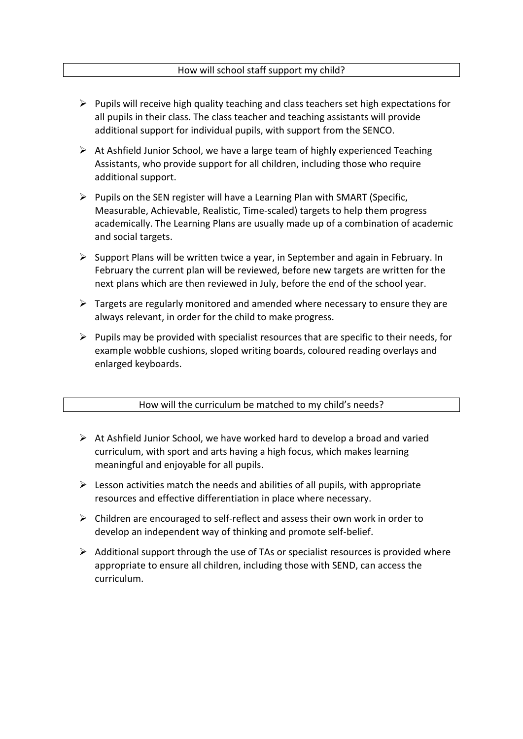## How will school staff support my child?

- Pupils will receive high quality teaching and class teachers set high expectations for all pupils in their class. The class teacher and teaching assistants will provide additional support for individual pupils, with support from the SENCO.
- At Ashfield Junior School, we have a large team of highly experienced Teaching Assistants, who provide support for all children, including those who require additional support.
- Pupils on the SEN register will have a Learning Plan with SMART (Specific, Measurable, Achievable, Realistic, Time-scaled) targets to help them progress academically. The Learning Plans are usually made up of a combination of academic and social targets.
- Support Plans will be written twice a year, in September and again in February. In February the current plan will be reviewed, before new targets are written for the next plans which are then reviewed in July, before the end of the school year.
- Targets are regularly monitored and amended where necessary to ensure they are always relevant, in order for the child to make progress.
- Pupils may be provided with specialist resources that are specific to their needs, for example wobble cushions, sloped writing boards, coloured reading overlays and enlarged keyboards.

## How will the curriculum be matched to my child's needs?

- At Ashfield Junior School, we have worked hard to develop a broad and varied curriculum, with sport and arts having a high focus, which makes learning meaningful and enjoyable for all pupils.
- Lesson activities match the needs and abilities of all pupils, with appropriate resources and effective differentiation in place where necessary.
- Children are encouraged to self-reflect and assess their own work in order to develop an independent way of thinking and promote self-belief.
- Additional support through the use of TAs or specialist resources is provided where appropriate to ensure all children, including those with SEND, can access the curriculum.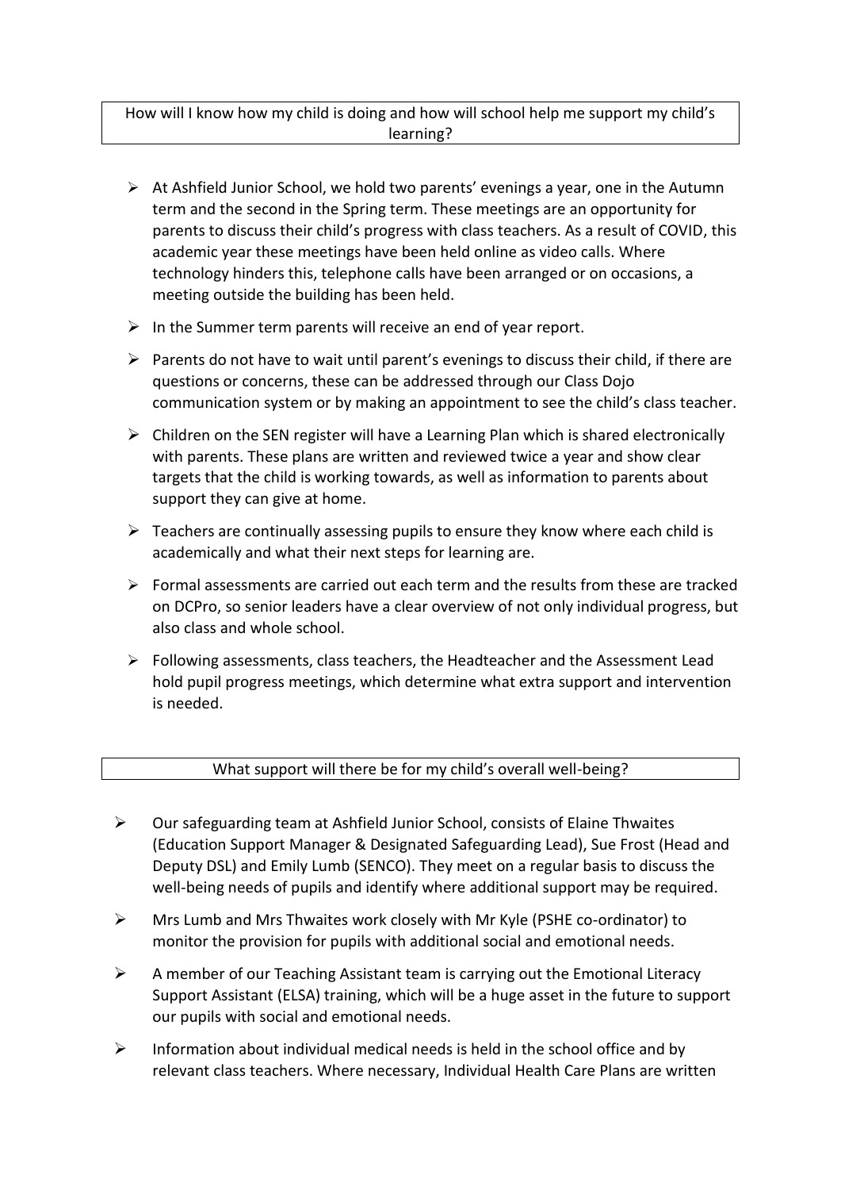## How will I know how my child is doing and how will school help me support my child's learning?

- At Ashfield Junior School, we hold two parents' evenings a year, one in the Autumn term and the second in the Spring term. These meetings are an opportunity for parents to discuss their child's progress with class teachers. As a result of COVID, this academic year these meetings have been held online as video calls. Where technology hinders this, telephone calls have been arranged or on occasions, a meeting outside the building has been held.
- In the Summer term parents will receive an end of year report.
- Parents do not have to wait until parent's evenings to discuss their child, if there are questions or concerns, these can be addressed through our Class Dojo communication system or by making an appointment to see the child's class teacher.
- Children on the SEN register will have a Learning Plan which is shared electronically with parents. These plans are written and reviewed twice a year and show clear targets that the child is working towards, as well as information to parents about support they can give at home.
- Teachers are continually assessing pupils to ensure they know where each child is academically and what their next steps for learning are.
- Formal assessments are carried out each term and the results from these are tracked on DCPro, so senior leaders have a clear overview of not only individual progress, but also class and whole school.
- Following assessments, class teachers, the Headteacher and the Assessment Lead hold pupil progress meetings, which determine what extra support and intervention is needed.

## What support will there be for my child's overall well-being?

- Our safeguarding team at Ashfield Junior School, consists of Elaine Thwaites (Education Support Manager & Designated Safeguarding Lead), Sue Frost (Head and Deputy DSL) and Emily Lumb (SENCO). They meet on a regular basis to discuss the well-being needs of pupils and identify where additional support may be required.
- Mrs Lumb and Mrs Thwaites work closely with Mr Kyle (PSHE co-ordinator) to monitor the provision for pupils with additional social and emotional needs.
- A member of our Teaching Assistant team is carrying out the Emotional Literacy Support Assistant (ELSA) training, which will be a huge asset in the future to support our pupils with social and emotional needs.
- Information about individual medical needs is held in the school office and by relevant class teachers. Where necessary, Individual Health Care Plans are written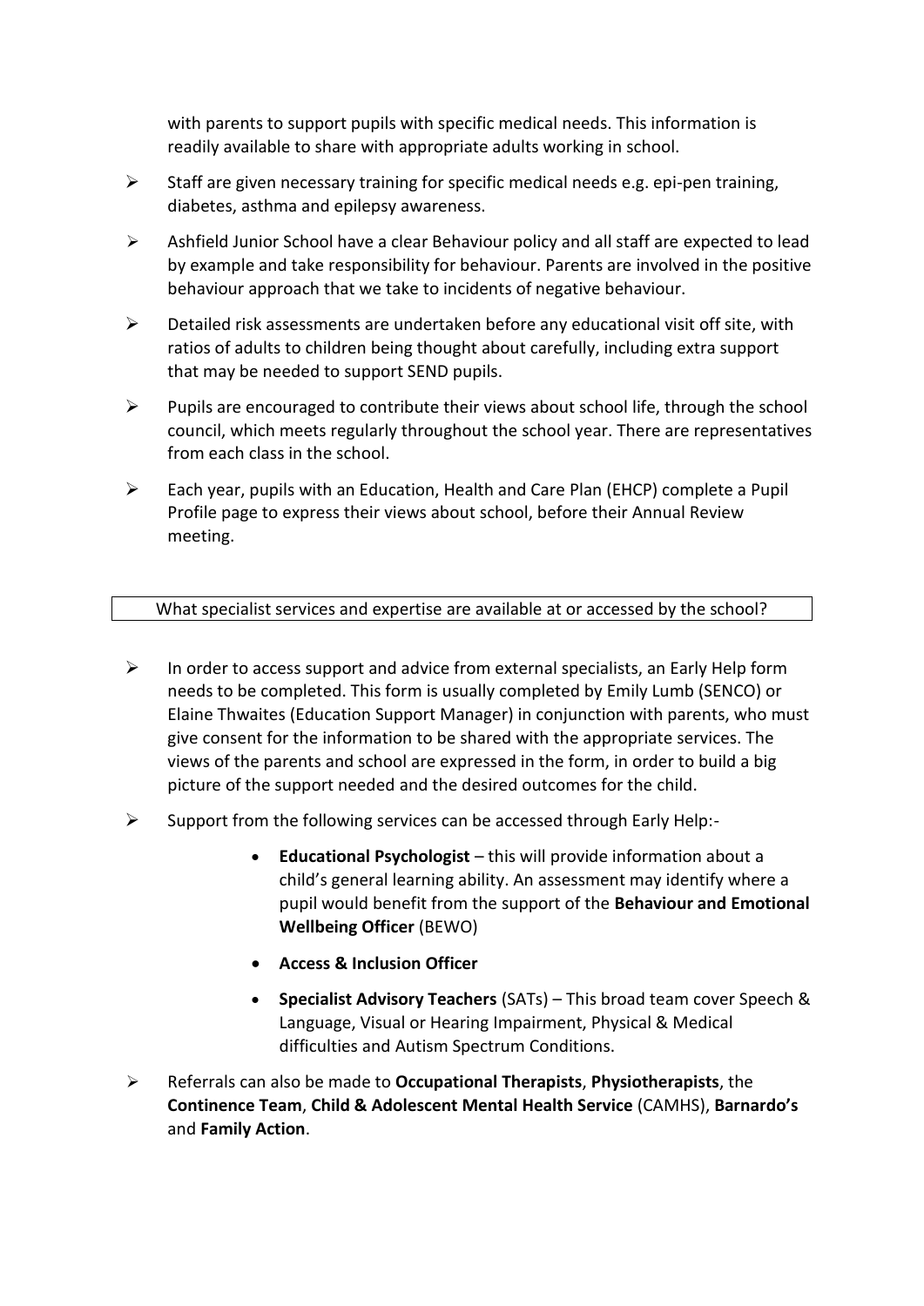with parents to support pupils with specific medical needs. This information is readily available to share with appropriate adults working in school.

- Staff are given necessary training for specific medical needs e.g. epi-pen training, diabetes, asthma and epilepsy awareness.
- Ashfield Junior School have a clear Behaviour policy and all staff are expected to lead by example and take responsibility for behaviour. Parents are involved in the positive behaviour approach that we take to incidents of negative behaviour.
- Detailed risk assessments are undertaken before any educational visit off site, with ratios of adults to children being thought about carefully, including extra support that may be needed to support SEND pupils.
- Pupils are encouraged to contribute their views about school life, through the school council, which meets regularly throughout the school year. There are representatives from each class in the school.
- Each year, pupils with an Education, Health and Care Plan (EHCP) complete a Pupil Profile page to express their views about school, before their Annual Review meeting.

## What specialist services and expertise are available at or accessed by the school?

- In order to access support and advice from external specialists, an Early Help form needs to be completed. This form is usually completed by Emily Lumb (SENCO) or Elaine Thwaites (Education Support Manager) in conjunction with parents, who must give consent for the information to be shared with the appropriate services. The views of the parents and school are expressed in the form, in order to build a big picture of the support needed and the desired outcomes for the child.
- Support from the following services can be accessed through Early Help:-
  - **Educational Psychologist** – this will provide information about a child's general learning ability. An assessment may identify where a pupil would benefit from the support of the **Behaviour and Emotional Wellbeing Officer** (BEWO)
  - **Access & Inclusion Officer**
  - **Specialist Advisory Teachers** (SATs) – This broad team cover Speech & Language, Visual or Hearing Impairment, Physical & Medical difficulties and Autism Spectrum Conditions.
- Referrals can also be made to **Occupational Therapists**, **Physiotherapists**, the **Continence Team**, **Child & Adolescent Mental Health Service** (CAMHS), **Barnardo's** and **Family Action**.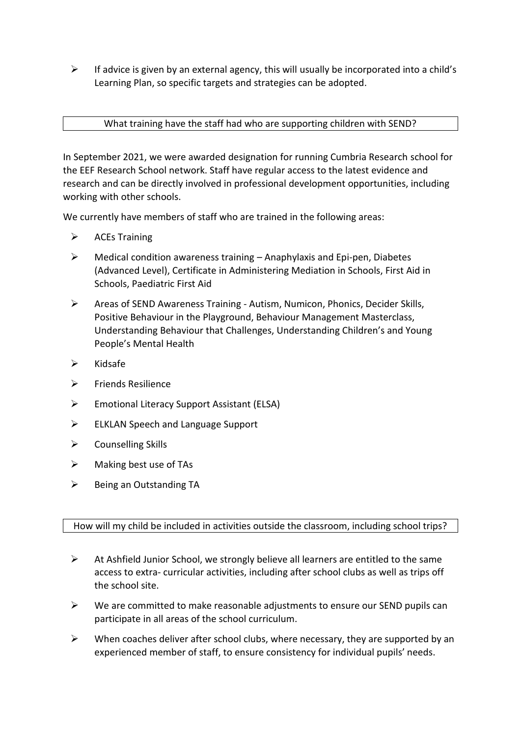- If advice is given by an external agency, this will usually be incorporated into a child's Learning Plan, so specific targets and strategies can be adopted.

## What training have the staff had who are supporting children with SEND?

In September 2021, we were awarded designation for running Cumbria Research school for the EEF Research School network. Staff have regular access to the latest evidence and research and can be directly involved in professional development opportunities, including working with other schools.

We currently have members of staff who are trained in the following areas:

- ACEs Training
- Medical condition awareness training – Anaphylaxis and Epi-pen, Diabetes (Advanced Level), Certificate in Administering Mediation in Schools, First Aid in Schools, Paediatric First Aid
- Areas of SEND Awareness Training - Autism, Numicon, Phonics, Decider Skills, Positive Behaviour in the Playground, Behaviour Management Masterclass, Understanding Behaviour that Challenges, Understanding Children's and Young People's Mental Health
- Kidsafe
- Friends Resilience
- Emotional Literacy Support Assistant (ELSA)
- ELKLAN Speech and Language Support
- Counselling Skills
- Making best use of TAs
- Being an Outstanding TA

## How will my child be included in activities outside the classroom, including school trips?

- At Ashfield Junior School, we strongly believe all learners are entitled to the same access to extra- curricular activities, including after school clubs as well as trips off the school site.
- We are committed to make reasonable adjustments to ensure our SEND pupils can participate in all areas of the school curriculum.
- When coaches deliver after school clubs, where necessary, they are supported by an experienced member of staff, to ensure consistency for individual pupils' needs.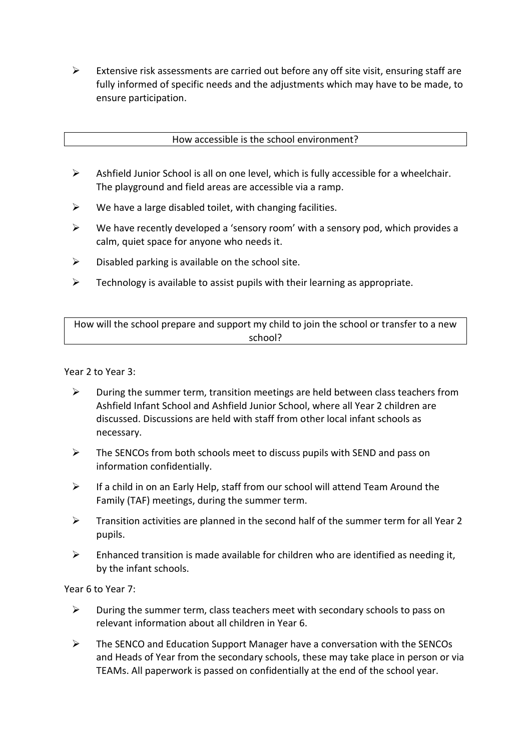- Extensive risk assessments are carried out before any off site visit, ensuring staff are fully informed of specific needs and the adjustments which may have to be made, to ensure participation.

## How accessible is the school environment?

- Ashfield Junior School is all on one level, which is fully accessible for a wheelchair. The playground and field areas are accessible via a ramp.
- We have a large disabled toilet, with changing facilities.
- We have recently developed a 'sensory room' with a sensory pod, which provides a calm, quiet space for anyone who needs it.
- Disabled parking is available on the school site.
- Technology is available to assist pupils with their learning as appropriate.

## How will the school prepare and support my child to join the school or transfer to a new school?

Year 2 to Year 3:

- During the summer term, transition meetings are held between class teachers from Ashfield Infant School and Ashfield Junior School, where all Year 2 children are discussed. Discussions are held with staff from other local infant schools as necessary.
- The SENCOs from both schools meet to discuss pupils with SEND and pass on information confidentially.
- If a child in on an Early Help, staff from our school will attend Team Around the Family (TAF) meetings, during the summer term.
- Transition activities are planned in the second half of the summer term for all Year 2 pupils.
- Enhanced transition is made available for children who are identified as needing it, by the infant schools.

Year 6 to Year 7:

- During the summer term, class teachers meet with secondary schools to pass on relevant information about all children in Year 6.
- The SENCO and Education Support Manager have a conversation with the SENCOs and Heads of Year from the secondary schools, these may take place in person or via TEAMs. All paperwork is passed on confidentially at the end of the school year.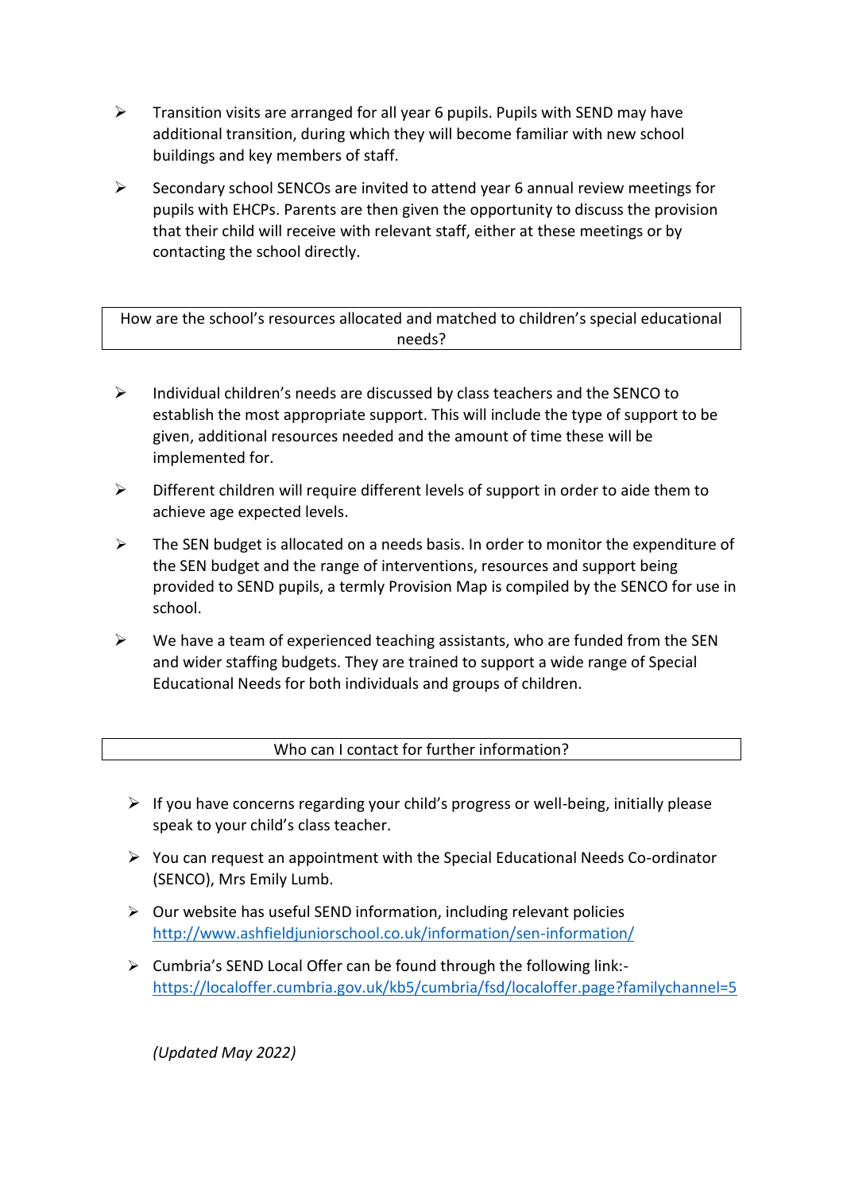- Transition visits are arranged for all year 6 pupils. Pupils with SEND may have additional transition, during which they will become familiar with new school buildings and key members of staff.
- Secondary school SENCOs are invited to attend year 6 annual review meetings for pupils with EHCPs. Parents are then given the opportunity to discuss the provision that their child will receive with relevant staff, either at these meetings or by contacting the school directly.

## How are the school's resources allocated and matched to children's special educational needs?

- Individual children's needs are discussed by class teachers and the SENCO to establish the most appropriate support. This will include the type of support to be given, additional resources needed and the amount of time these will be implemented for.
- Different children will require different levels of support in order to aide them to achieve age expected levels.
- The SEN budget is allocated on a needs basis. In order to monitor the expenditure of the SEN budget and the range of interventions, resources and support being provided to SEND pupils, a termly Provision Map is compiled by the SENCO for use in school.
- We have a team of experienced teaching assistants, who are funded from the SEN and wider staffing budgets. They are trained to support a wide range of Special Educational Needs for both individuals and groups of children.

## Who can I contact for further information?

- If you have concerns regarding your child's progress or well-being, initially please speak to your child's class teacher.
- You can request an appointment with the Special Educational Needs Co-ordinator (SENCO), Mrs Emily Lumb.
- Our website has useful SEND information, including relevant policies http://www.ashfieldjuniorschool.co.uk/information/sen-information/
- Cumbria's SEND Local Offer can be found through the following link:- https://localoffer.cumbria.gov.uk/kb5/cumbria/fsd/localoffer.page?familychannel=5

*(Updated May 2022)*